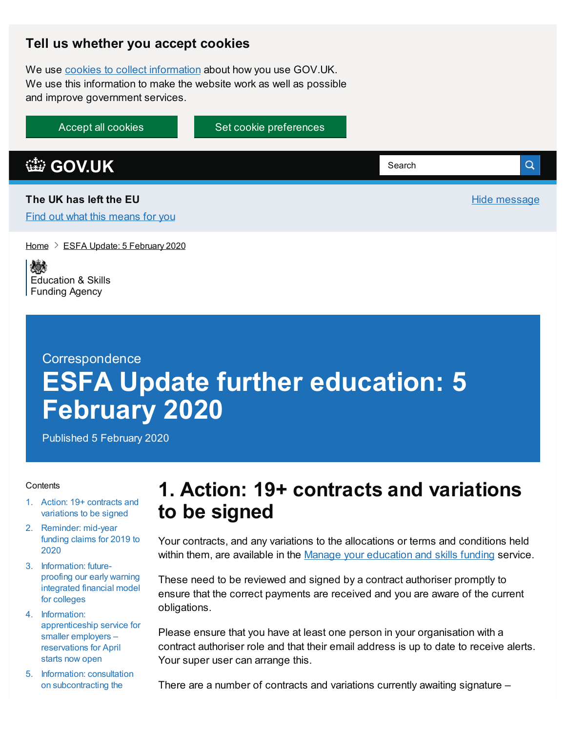## Tell us whether you accept cookies

We use cookies to collect information about how you use GOV.UK. We use this information to make the website work as well as possible and improve government services.

Accept all cookies

Set cookie preferences

GOV.UK

Search

**The UK has left the EU**

Find out what this means for you

Hide message

Home > ESFA Update: 5 February 2020

Education & Skills Funding Agency

Correspondence

# ESFA Update further education: 5 February 2020

Published 5 February 2020

Contents

1. Action: 19+ contracts and variations to be signed
2. Reminder: mid-year funding claims for 2019 to 2020
3. Information: future-proofing our early warning integrated financial model for colleges
4. Information: apprenticeship service for smaller employers – reservations for April starts now open
5. Information: consultation on subcontracting the

## 1. Action: 19+ contracts and variations to be signed

Your contracts, and any variations to the allocations or terms and conditions held within them, are available in the Manage your education and skills funding service.

These need to be reviewed and signed by a contract authoriser promptly to ensure that the correct payments are received and you are aware of the current obligations.

Please ensure that you have at least one person in your organisation with a contract authoriser role and that their email address is up to date to receive alerts. Your super user can arrange this.

There are a number of contracts and variations currently awaiting signature –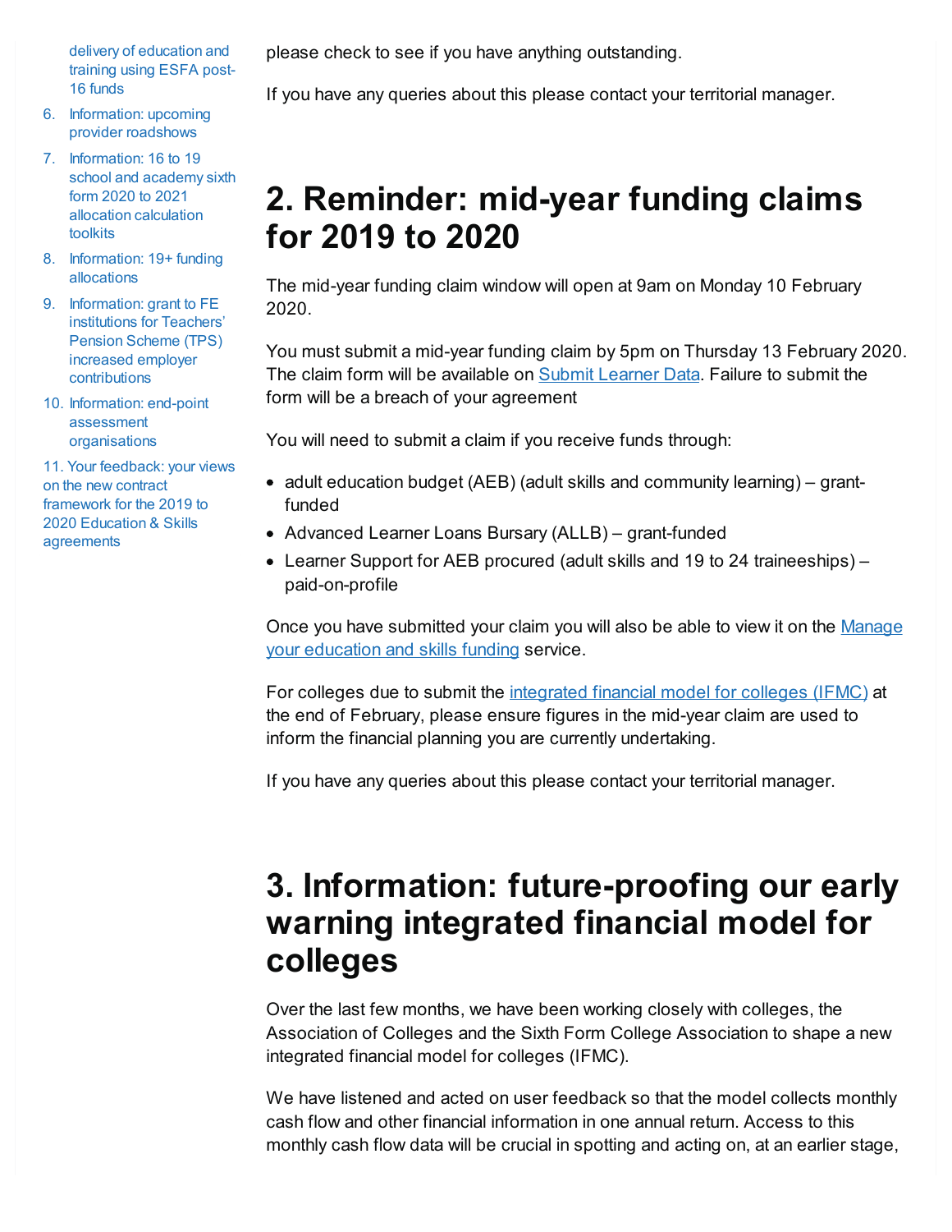delivery of education and training using ESFA post-16 funds

6. Information: upcoming provider roadshows
7. Information: 16 to 19 school and academy sixth form 2020 to 2021 allocation calculation toolkits
8. Information: 19+ funding allocations
9. Information: grant to FE institutions for Teachers' Pension Scheme (TPS) increased employer contributions
10. Information: end-point assessment organisations
11. Your feedback: your views on the new contract framework for the 2019 to 2020 Education & Skills agreements

please check to see if you have anything outstanding.

If you have any queries about this please contact your territorial manager.

# 2. Reminder: mid-year funding claims for 2019 to 2020

The mid-year funding claim window will open at 9am on Monday 10 February 2020.

You must submit a mid-year funding claim by 5pm on Thursday 13 February 2020. The claim form will be available on [Submit Learner Data](). Failure to submit the form will be a breach of your agreement

You will need to submit a claim if you receive funds through:

- adult education budget (AEB) (adult skills and community learning) – grant-funded
- Advanced Learner Loans Bursary (ALLB) – grant-funded
- Learner Support for AEB procured (adult skills and 19 to 24 traineeships) – paid-on-profile

Once you have submitted your claim you will also be able to view it on the [Manage your education and skills funding]() service.

For colleges due to submit the [integrated financial model for colleges (IFMC)]() at the end of February, please ensure figures in the mid-year claim are used to inform the financial planning you are currently undertaking.

If you have any queries about this please contact your territorial manager.

# 3. Information: future-proofing our early warning integrated financial model for colleges

Over the last few months, we have been working closely with colleges, the Association of Colleges and the Sixth Form College Association to shape a new integrated financial model for colleges (IFMC).

We have listened and acted on user feedback so that the model collects monthly cash flow and other financial information in one annual return. Access to this monthly cash flow data will be crucial in spotting and acting on, at an earlier stage,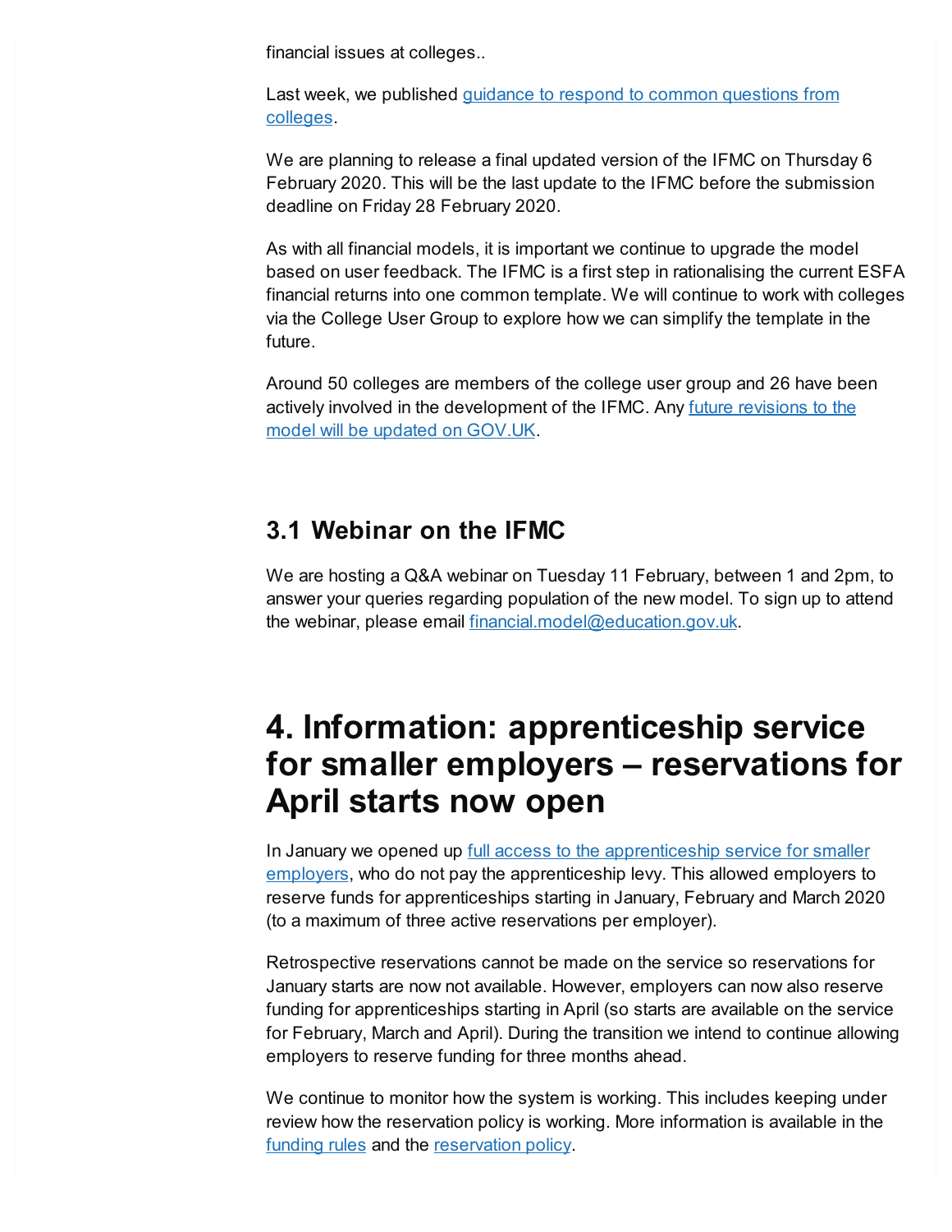financial issues at colleges..

Last week, we published [guidance to respond to common questions from colleges](#).

We are planning to release a final updated version of the IFMC on Thursday 6 February 2020. This will be the last update to the IFMC before the submission deadline on Friday 28 February 2020.

As with all financial models, it is important we continue to upgrade the model based on user feedback. The IFMC is a first step in rationalising the current ESFA financial returns into one common template. We will continue to work with colleges via the College User Group to explore how we can simplify the template in the future.

Around 50 colleges are members of the college user group and 26 have been actively involved in the development of the IFMC. Any [future revisions to the model will be updated on GOV.UK](#).

## 3.1 Webinar on the IFMC

We are hosting a Q&A webinar on Tuesday 11 February, between 1 and 2pm, to answer your queries regarding population of the new model. To sign up to attend the webinar, please email [financial.model@education.gov.uk](mailto:financial.model@education.gov.uk).

# 4. Information: apprenticeship service for smaller employers – reservations for April starts now open

In January we opened up [full access to the apprenticeship service for smaller employers](#), who do not pay the apprenticeship levy. This allowed employers to reserve funds for apprenticeships starting in January, February and March 2020 (to a maximum of three active reservations per employer).

Retrospective reservations cannot be made on the service so reservations for January starts are now not available. However, employers can now also reserve funding for apprenticeships starting in April (so starts are available on the service for February, March and April). During the transition we intend to continue allowing employers to reserve funding for three months ahead.

We continue to monitor how the system is working. This includes keeping under review how the reservation policy is working. More information is available in the [funding rules](#) and the [reservation policy](#).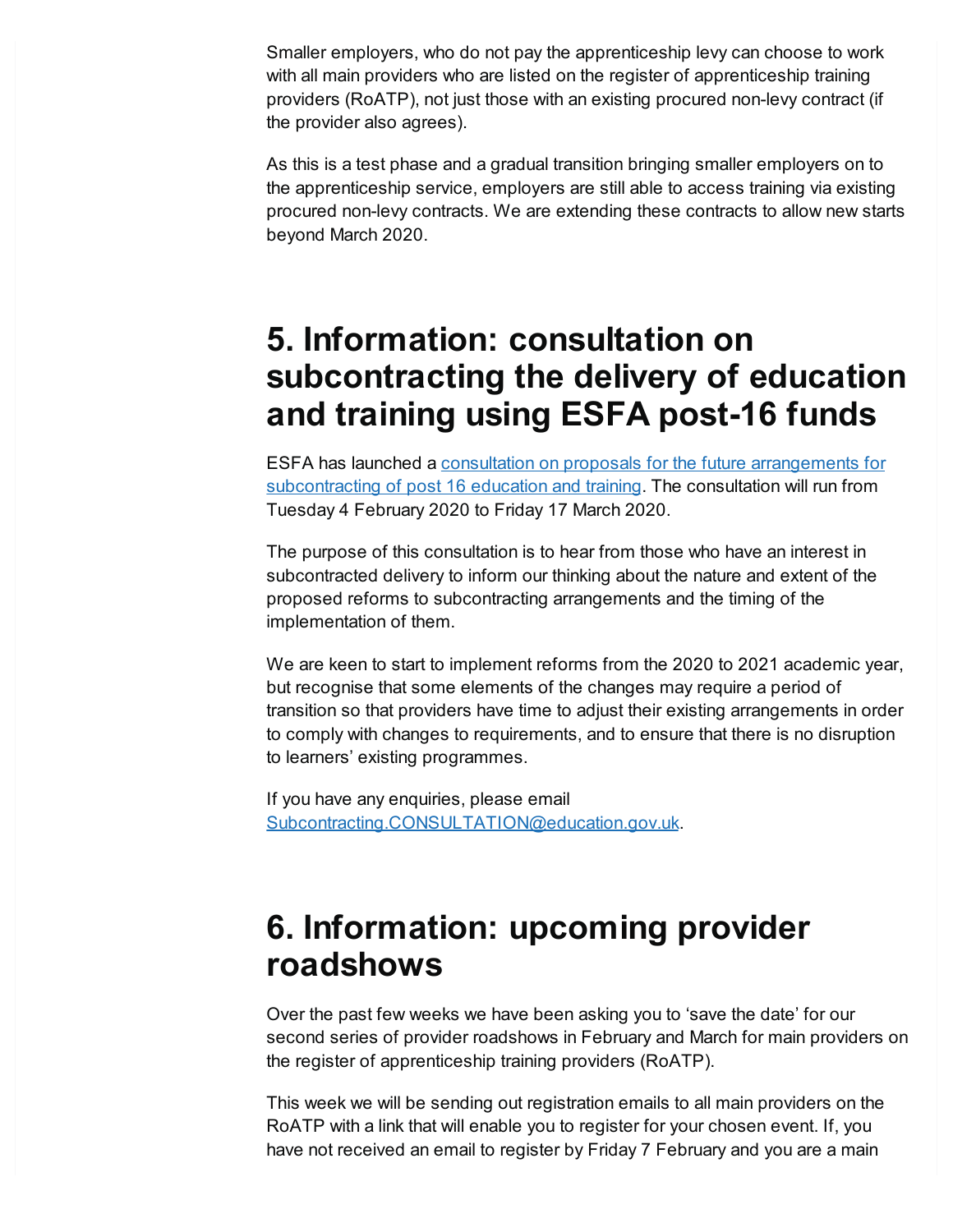Smaller employers, who do not pay the apprenticeship levy can choose to work with all main providers who are listed on the register of apprenticeship training providers (RoATP), not just those with an existing procured non-levy contract (if the provider also agrees).

As this is a test phase and a gradual transition bringing smaller employers on to the apprenticeship service, employers are still able to access training via existing procured non-levy contracts. We are extending these contracts to allow new starts beyond March 2020.

## 5. Information: consultation on subcontracting the delivery of education and training using ESFA post-16 funds

ESFA has launched a [consultation on proposals for the future arrangements for subcontracting of post 16 education and training](). The consultation will run from Tuesday 4 February 2020 to Friday 17 March 2020.

The purpose of this consultation is to hear from those who have an interest in subcontracted delivery to inform our thinking about the nature and extent of the proposed reforms to subcontracting arrangements and the timing of the implementation of them.

We are keen to start to implement reforms from the 2020 to 2021 academic year, but recognise that some elements of the changes may require a period of transition so that providers have time to adjust their existing arrangements in order to comply with changes to requirements, and to ensure that there is no disruption to learners' existing programmes.

If you have any enquiries, please email [Subcontracting.CONSULTATION@education.gov.uk]().

## 6. Information: upcoming provider roadshows

Over the past few weeks we have been asking you to 'save the date' for our second series of provider roadshows in February and March for main providers on the register of apprenticeship training providers (RoATP).

This week we will be sending out registration emails to all main providers on the RoATP with a link that will enable you to register for your chosen event. If, you have not received an email to register by Friday 7 February and you are a main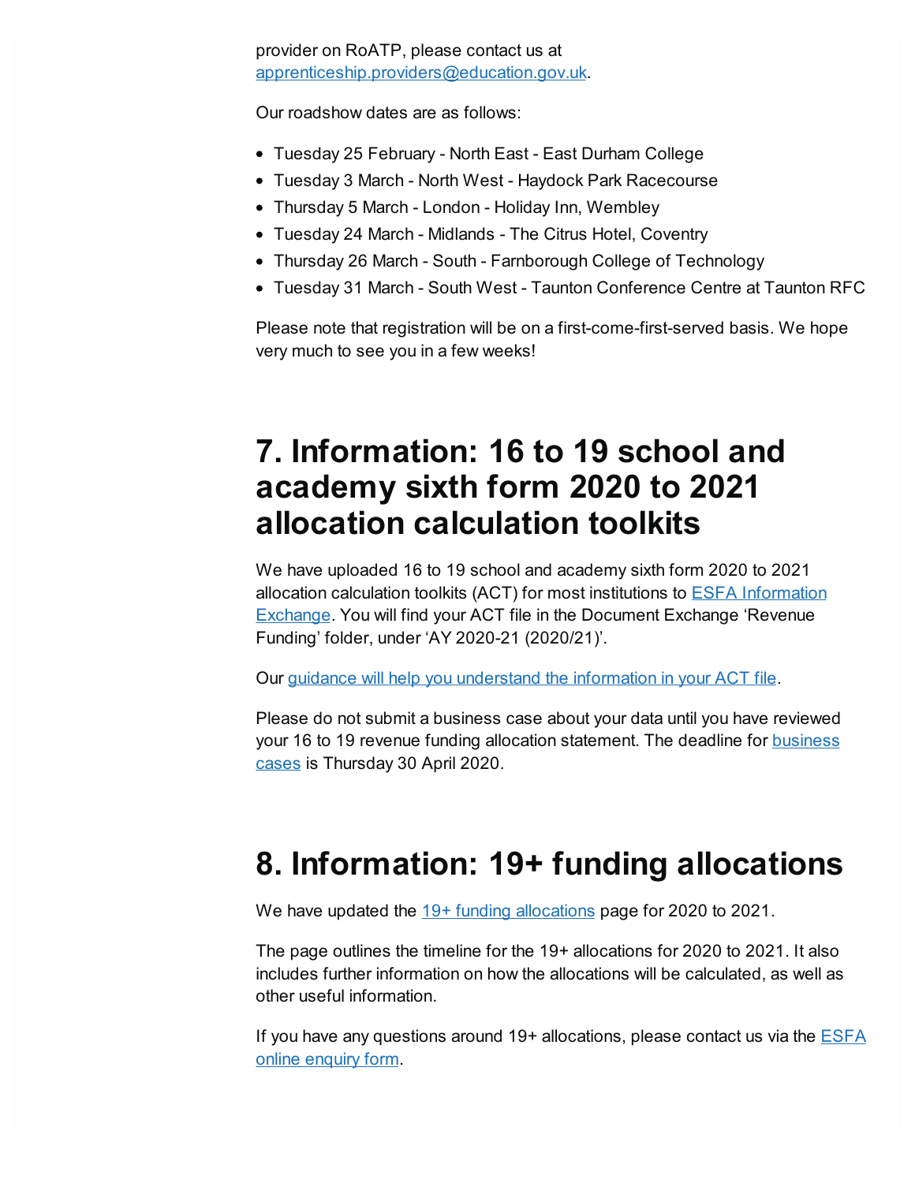provider on RoATP, please contact us at [apprenticeship.providers@education.gov.uk](mailto:apprenticeship.providers@education.gov.uk).

Our roadshow dates are as follows:

- Tuesday 25 February - North East - East Durham College
- Tuesday 3 March - North West - Haydock Park Racecourse
- Thursday 5 March - London - Holiday Inn, Wembley
- Tuesday 24 March - Midlands - The Citrus Hotel, Coventry
- Thursday 26 March - South - Farnborough College of Technology
- Tuesday 31 March - South West - Taunton Conference Centre at Taunton RFC

Please note that registration will be on a first-come-first-served basis. We hope very much to see you in a few weeks!

# 7. Information: 16 to 19 school and academy sixth form 2020 to 2021 allocation calculation toolkits

We have uploaded 16 to 19 school and academy sixth form 2020 to 2021 allocation calculation toolkits (ACT) for most institutions to ESFA Information Exchange. You will find your ACT file in the Document Exchange 'Revenue Funding' folder, under 'AY 2020-21 (2020/21)'.

Our guidance will help you understand the information in your ACT file.

Please do not submit a business case about your data until you have reviewed your 16 to 19 revenue funding allocation statement. The deadline for business cases is Thursday 30 April 2020.

# 8. Information: 19+ funding allocations

We have updated the 19+ funding allocations page for 2020 to 2021.

The page outlines the timeline for the 19+ allocations for 2020 to 2021. It also includes further information on how the allocations will be calculated, as well as other useful information.

If you have any questions around 19+ allocations, please contact us via the ESFA online enquiry form.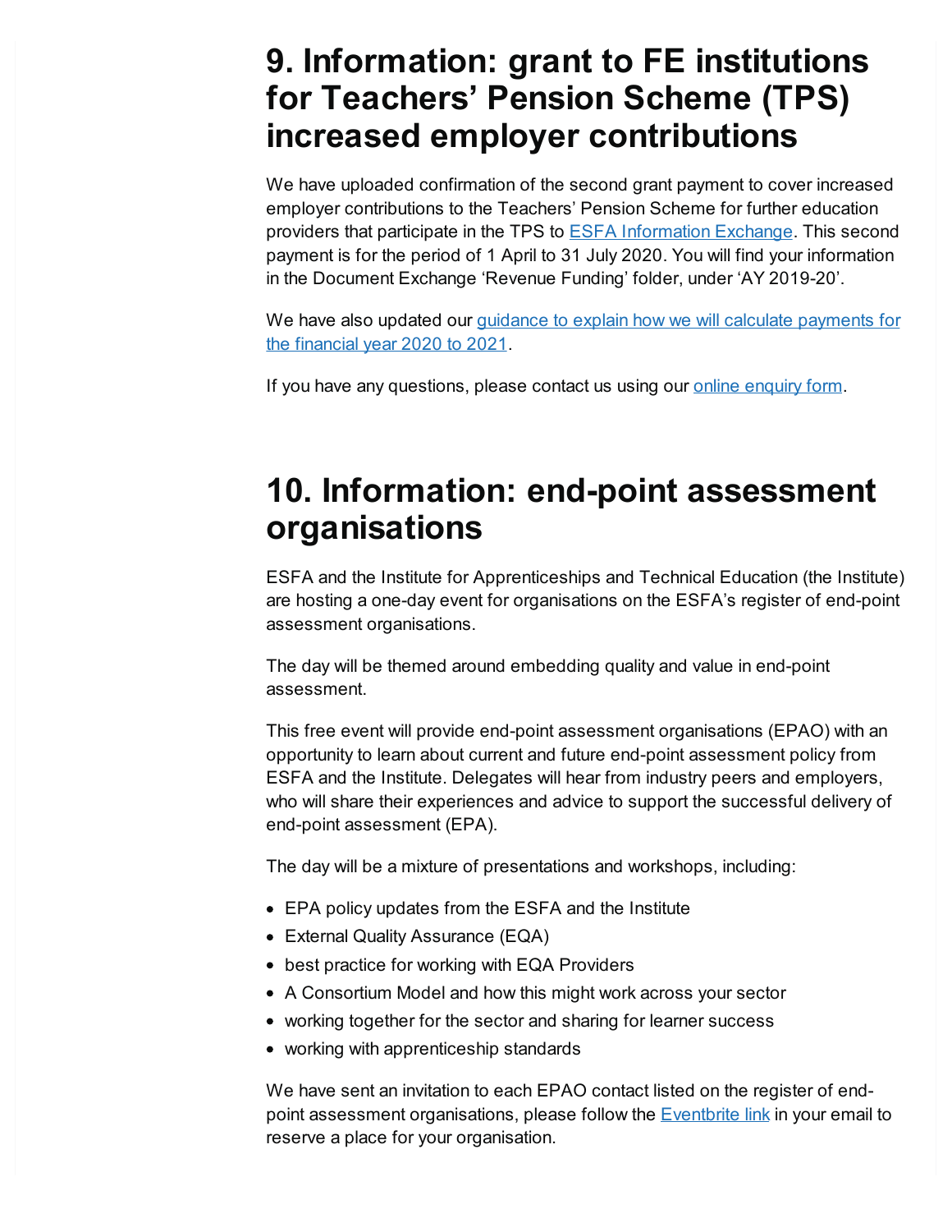## 9. Information: grant to FE institutions for Teachers' Pension Scheme (TPS) increased employer contributions

We have uploaded confirmation of the second grant payment to cover increased employer contributions to the Teachers' Pension Scheme for further education providers that participate in the TPS to ESFA Information Exchange. This second payment is for the period of 1 April to 31 July 2020. You will find your information in the Document Exchange 'Revenue Funding' folder, under 'AY 2019-20'.

We have also updated our guidance to explain how we will calculate payments for the financial year 2020 to 2021.

If you have any questions, please contact us using our online enquiry form.

## 10. Information: end-point assessment organisations

ESFA and the Institute for Apprenticeships and Technical Education (the Institute) are hosting a one-day event for organisations on the ESFA's register of end-point assessment organisations.

The day will be themed around embedding quality and value in end-point assessment.

This free event will provide end-point assessment organisations (EPAO) with an opportunity to learn about current and future end-point assessment policy from ESFA and the Institute. Delegates will hear from industry peers and employers, who will share their experiences and advice to support the successful delivery of end-point assessment (EPA).

The day will be a mixture of presentations and workshops, including:

- EPA policy updates from the ESFA and the Institute
- External Quality Assurance (EQA)
- best practice for working with EQA Providers
- A Consortium Model and how this might work across your sector
- working together for the sector and sharing for learner success
- working with apprenticeship standards

We have sent an invitation to each EPAO contact listed on the register of end-point assessment organisations, please follow the Eventbrite link in your email to reserve a place for your organisation.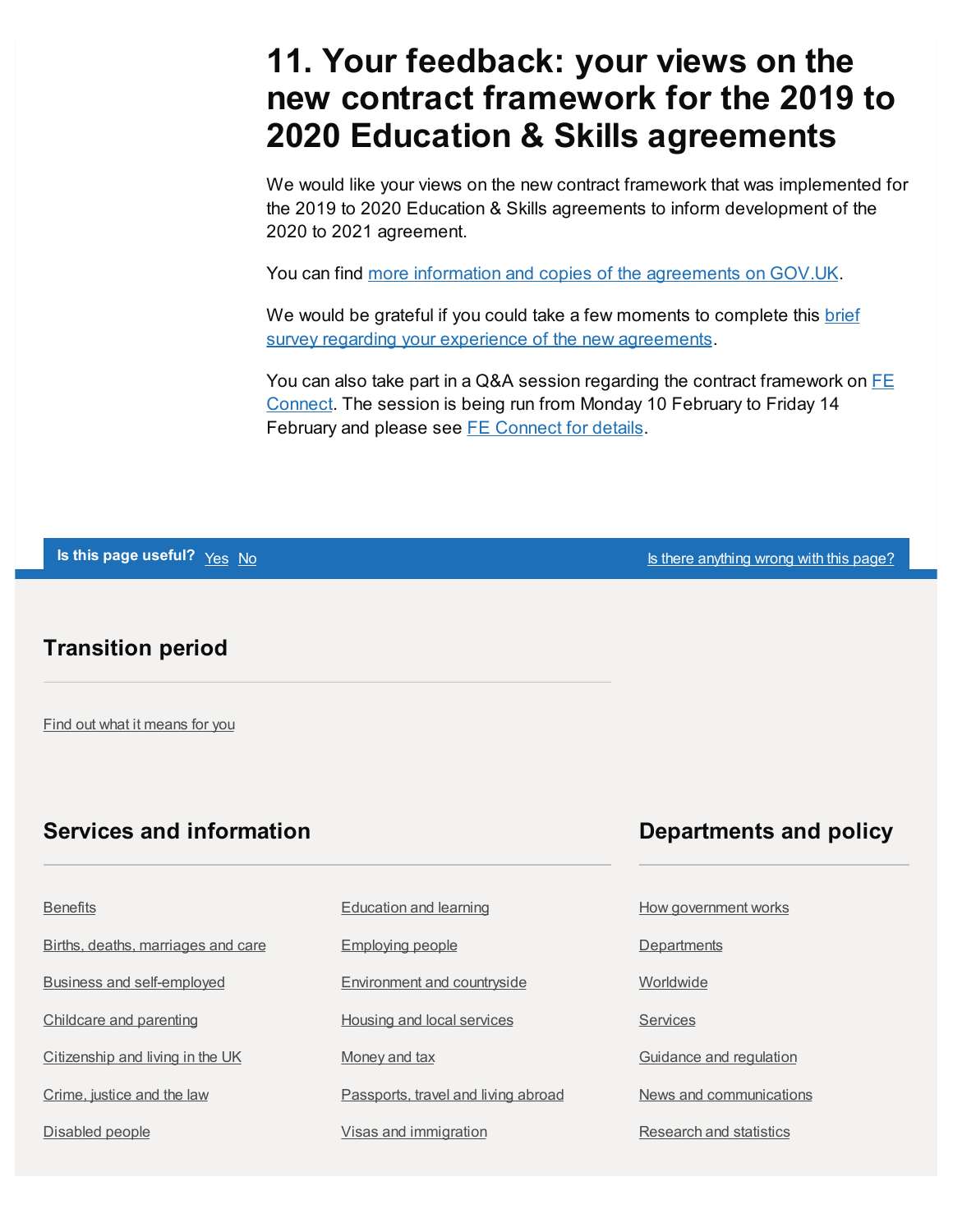## 11. Your feedback: your views on the new contract framework for the 2019 to 2020 Education & Skills agreements

We would like your views on the new contract framework that was implemented for the 2019 to 2020 Education & Skills agreements to inform development of the 2020 to 2021 agreement.

You can find more information and copies of the agreements on GOV.UK.

We would be grateful if you could take a few moments to complete this brief survey regarding your experience of the new agreements.

You can also take part in a Q&A session regarding the contract framework on FE Connect. The session is being run from Monday 10 February to Friday 14 February and please see FE Connect for details.

**Is this page useful?** Yes No

Is there anything wrong with this page?

### Transition period

Find out what it means for you

### Services and information

- Benefits
- Births, deaths, marriages and care
- Business and self-employed
- Childcare and parenting
- Citizenship and living in the UK
- Crime, justice and the law
- Disabled people
- Education and learning
- Employing people
- Environment and countryside
- Housing and local services
- Money and tax
- Passports, travel and living abroad
- Visas and immigration

### Departments and policy

- How government works
- Departments
- Worldwide
- Services
- Guidance and regulation
- News and communications
- Research and statistics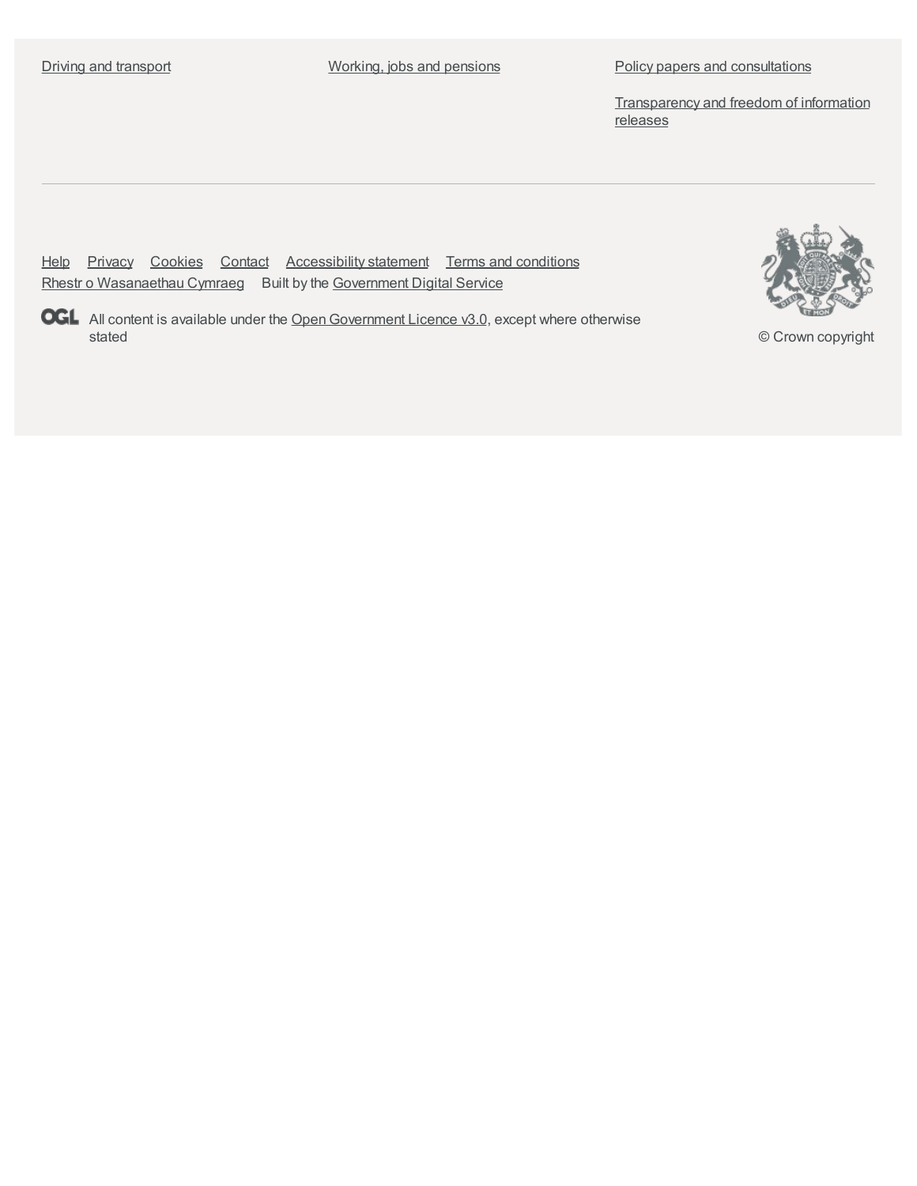Driving and transport

Working, jobs and pensions

Policy papers and consultations

Transparency and freedom of information releases

---

Help Privacy Cookies Contact Accessibility statement Terms and conditions
Rhestr o Wasanaethau Cymraeg Built by the Government Digital Service

All content is available under the Open Government Licence v3.0, except where otherwise stated

© Crown copyright